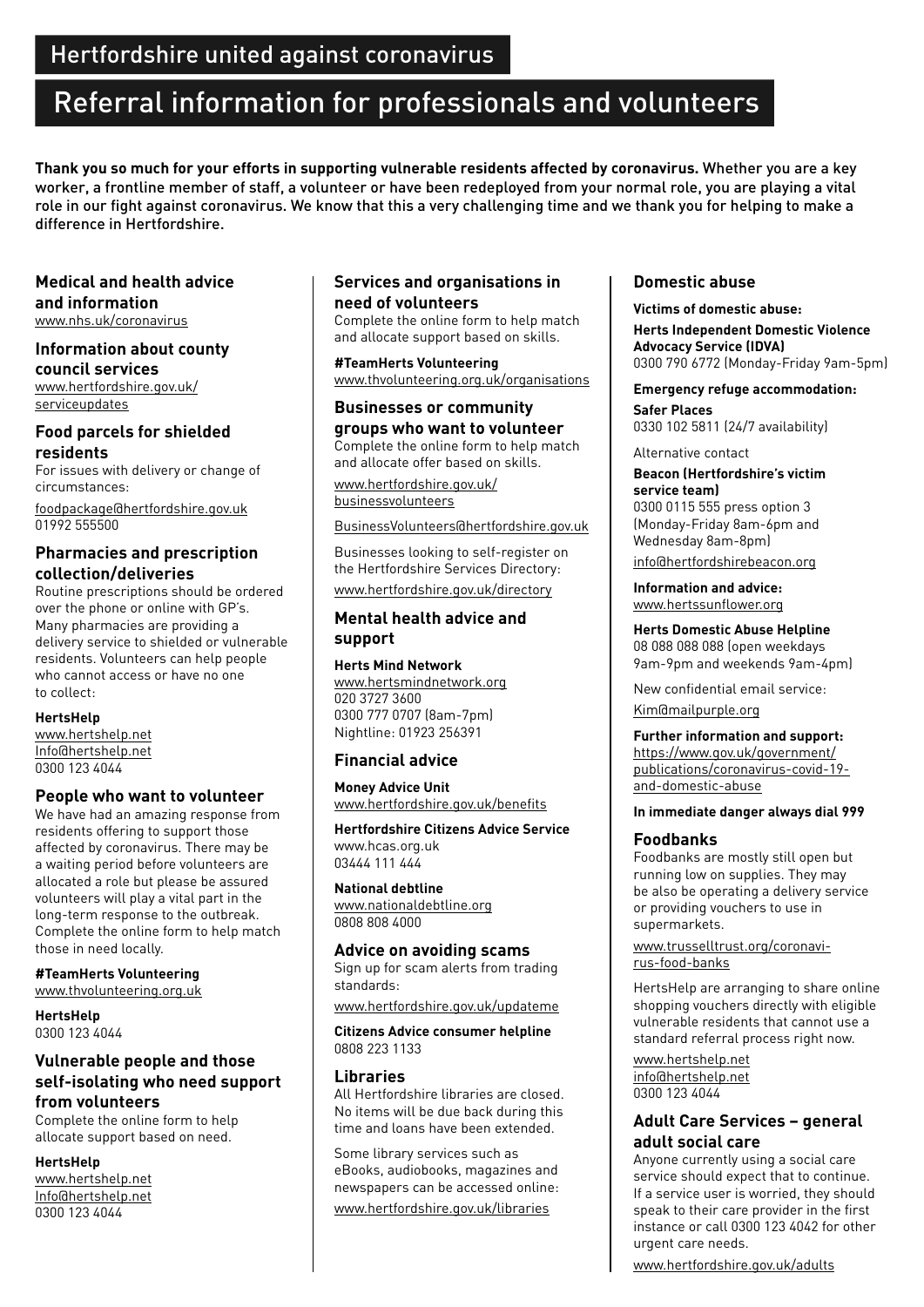# Hertfordshire united against coronavirus

# Referral information for professionals and volunteers

**Thank you so much for your efforts in supporting vulnerable residents affected by coronavirus.** Whether you are a key worker, a frontline member of staff, a volunteer or have been redeployed from your normal role, you are playing a vital role in our fight against coronavirus. We know that this a very challenging time and we thank you for helping to make a difference in Hertfordshire.

## Medical and health advice and information

www.nhs.uk/coronavirus

## Information about county council services

www.hertfordshire.gov.uk/serviceupdates

## Food parcels for shielded residents

For issues with delivery or change of circumstances:

foodpackage@hertfordshire.gov.uk
01992 555500

## Pharmacies and prescription collection/deliveries

Routine prescriptions should be ordered over the phone or online with GP's. Many pharmacies are providing a delivery service to shielded or vulnerable residents. Volunteers can help people who cannot access or have no one to collect:

**HertsHelp**
www.hertshelp.net
Info@hertshelp.net
0300 123 4044

## People who want to volunteer

We have had an amazing response from residents offering to support those affected by coronavirus. There may be a waiting period before volunteers are allocated a role but please be assured volunteers will play a vital part in the long-term response to the outbreak. Complete the online form to help match those in need locally.

**#TeamHerts Volunteering**
www.thvolunteering.org.uk

**HertsHelp**
0300 123 4044

## Vulnerable people and those self-isolating who need support from volunteers

Complete the online form to help allocate support based on need.

**HertsHelp**
www.hertshelp.net
Info@hertshelp.net
0300 123 4044

## Services and organisations in need of volunteers

Complete the online form to help match and allocate support based on skills.

**#TeamHerts Volunteering**
www.thvolunteering.org.uk/organisations

## Businesses or community groups who want to volunteer

Complete the online form to help match and allocate offer based on skills.

www.hertfordshire.gov.uk/businessvolunteers

BusinessVolunteers@hertfordshire.gov.uk

Businesses looking to self-register on the Hertfordshire Services Directory:

www.hertfordshire.gov.uk/directory

## Mental health advice and support

**Herts Mind Network**
www.hertsmindnetwork.org
020 3727 3600
0300 777 0707 (8am-7pm)
Nightline: 01923 256391

## Financial advice

**Money Advice Unit**
www.hertfordshire.gov.uk/benefits

**Hertfordshire Citizens Advice Service**
www.hcas.org.uk
03444 111 444

**National debtline**
www.nationaldebtline.org
0808 808 4000

## Advice on avoiding scams

Sign up for scam alerts from trading standards:

www.hertfordshire.gov.uk/updateme

**Citizens Advice consumer helpline**
0808 223 1133

## Libraries

All Hertfordshire libraries are closed. No items will be due back during this time and loans have been extended.

Some library services such as eBooks, audiobooks, magazines and newspapers can be accessed online:

www.hertfordshire.gov.uk/libraries

## Domestic abuse

**Victims of domestic abuse:**

**Herts Independent Domestic Violence Advocacy Service (IDVA)**
0300 790 6772 (Monday-Friday 9am-5pm)

**Emergency refuge accommodation:**

**Safer Places**
0330 102 5811 (24/7 availability)

Alternative contact

**Beacon (Hertfordshire's victim service team)**
0300 0115 555 press option 3 (Monday-Friday 8am-6pm and Wednesday 8am-8pm)

info@hertfordshirebeacon.org

**Information and advice:**
www.hertssunflower.org

**Herts Domestic Abuse Helpline**
08 088 088 088 (open weekdays 9am-9pm and weekends 9am-4pm)

New confidential email service:

Kim@mailpurple.org

**Further information and support:**
https://www.gov.uk/government/publications/coronavirus-covid-19-and-domestic-abuse

**In immediate danger always dial 999**

## Foodbanks

Foodbanks are mostly still open but running low on supplies. They may be also be operating a delivery service or providing vouchers to use in supermarkets.

www.trusselltrust.org/coronavirus-food-banks

HertsHelp are arranging to share online shopping vouchers directly with eligible vulnerable residents that cannot use a standard referral process right now.

www.hertshelp.net
info@hertshelp.net
0300 123 4044

## Adult Care Services – general adult social care

Anyone currently using a social care service should expect that to continue. If a service user is worried, they should speak to their care provider in the first instance or call 0300 123 4042 for other urgent care needs.

www.hertfordshire.gov.uk/adults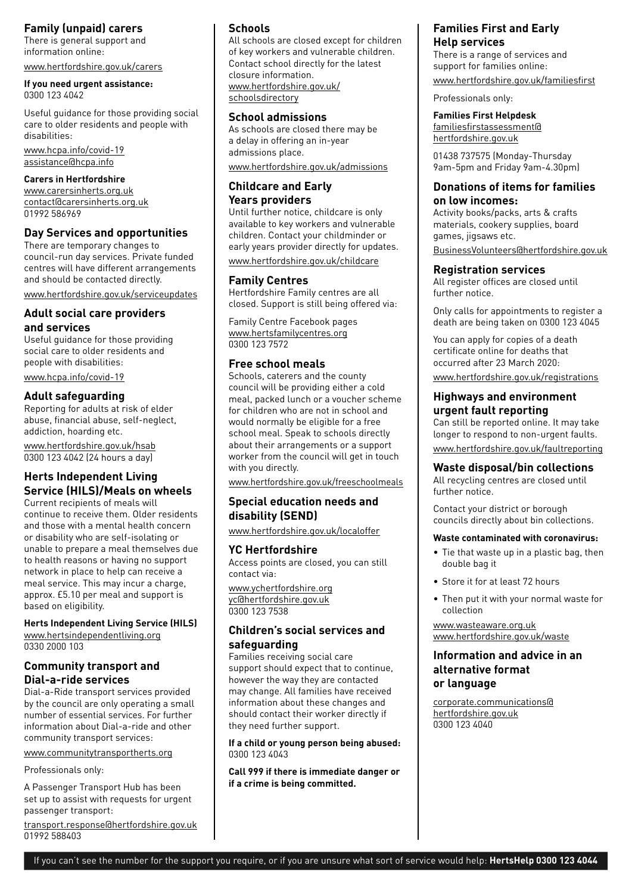## Family (unpaid) carers

There is general support and information online:

www.hertfordshire.gov.uk/carers

**If you need urgent assistance:**
0300 123 4042

Useful guidance for those providing social care to older residents and people with disabilities:

www.hcpa.info/covid-19
assistance@hcpa.info

**Carers in Hertfordshire**
www.carersinherts.org.uk
contact@carersinherts.org.uk
01992 586969

## Day Services and opportunities

There are temporary changes to council-run day services. Private funded centres will have different arrangements and should be contacted directly.

www.hertfordshire.gov.uk/serviceupdates

## Adult social care providers and services

Useful guidance for those providing social care to older residents and people with disabilities:

www.hcpa.info/covid-19

## Adult safeguarding

Reporting for adults at risk of elder abuse, financial abuse, self-neglect, addiction, hoarding etc.

www.hertfordshire.gov.uk/hsab
0300 123 4042 (24 hours a day)

## Herts Independent Living Service (HILS)/Meals on wheels

Current recipients of meals will continue to receive them. Older residents and those with a mental health concern or disability who are self-isolating or unable to prepare a meal themselves due to health reasons or having no support network in place to help can receive a meal service. This may incur a charge, approx. £5.10 per meal and support is based on eligibility.

**Herts Independent Living Service (HILS)**
www.hertsindependentliving.org
0330 2000 103

## Community transport and Dial-a-ride services

Dial-a-Ride transport services provided by the council are only operating a small number of essential services. For further information about Dial-a-ride and other community transport services:

www.communitytransportherts.org

Professionals only:

A Passenger Transport Hub has been set up to assist with requests for urgent passenger transport:

transport.response@hertfordshire.gov.uk
01992 588403

## Schools

All schools are closed except for children of key workers and vulnerable children. Contact school directly for the latest closure information.
www.hertfordshire.gov.uk/schoolsdirectory

## School admissions

As schools are closed there may be a delay in offering an in-year admissions place.

www.hertfordshire.gov.uk/admissions

## Childcare and Early Years providers

Until further notice, childcare is only available to key workers and vulnerable children. Contact your childminder or early years provider directly for updates.

www.hertfordshire.gov.uk/childcare

## Family Centres

Hertfordshire Family centres are all closed. Support is still being offered via:

Family Centre Facebook pages
www.hertsfamilycentres.org
0300 123 7572

## Free school meals

Schools, caterers and the county council will be providing either a cold meal, packed lunch or a voucher scheme for children who are not in school and would normally be eligible for a free school meal. Speak to schools directly about their arrangements or a support worker from the council will get in touch with you directly.

www.hertfordshire.gov.uk/freeschoolmeals

## Special education needs and disability (SEND)

www.hertfordshire.gov.uk/localoffer

## YC Hertfordshire

Access points are closed, you can still contact via:

www.ychertfordshire.org
yc@hertfordshire.gov.uk
0300 123 7538

## Children's social services and safeguarding

Families receiving social care support should expect that to continue, however the way they are contacted may change. All families have received information about these changes and should contact their worker directly if they need further support.

**If a child or young person being abused:**
0300 123 4043

**Call 999 if there is immediate danger or if a crime is being committed.**

## Families First and Early Help services

There is a range of services and support for families online:

www.hertfordshire.gov.uk/familiesfirst

Professionals only:

**Families First Helpdesk**
familiesfirstassessment@hertfordshire.gov.uk

01438 737575 (Monday-Thursday 9am-5pm and Friday 9am-4.30pm)

## Donations of items for families on low incomes:

Activity books/packs, arts & crafts materials, cookery supplies, board games, jigsaws etc.

BusinessVolunteers@hertfordshire.gov.uk

## Registration services

All register offices are closed until further notice.

Only calls for appointments to register a death are being taken on 0300 123 4045

You can apply for copies of a death certificate online for deaths that occurred after 23 March 2020:

www.hertfordshire.gov.uk/registrations

## Highways and environment urgent fault reporting

Can still be reported online. It may take longer to respond to non-urgent faults.

www.hertfordshire.gov.uk/faultreporting

## Waste disposal/bin collections

All recycling centres are closed until further notice.

Contact your district or borough councils directly about bin collections.

**Waste contaminated with coronavirus:**

- Tie that waste up in a plastic bag, then double bag it
- Store it for at least 72 hours
- Then put it with your normal waste for collection

www.wasteaware.org.uk
www.hertfordshire.gov.uk/waste

## Information and advice in an alternative format or language

corporate.communications@hertfordshire.gov.uk
0300 123 4040

If you can't see the number for the support you require, or if you are unsure what sort of service would help: **HertsHelp 0300 123 4044**